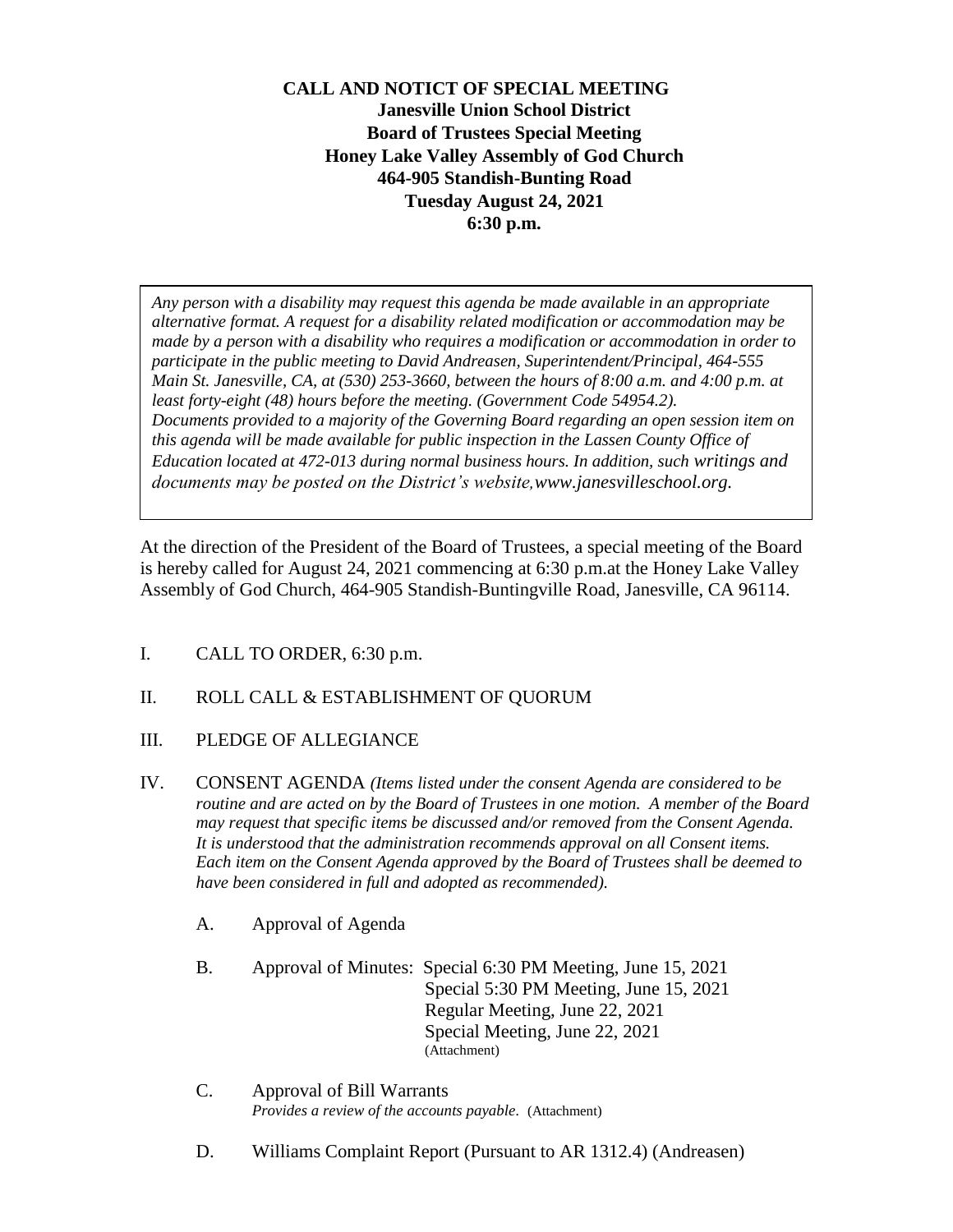**CALL AND NOTICT OF SPECIAL MEETING**
**Janesville Union School District**
**Board of Trustees Special Meeting**
**Honey Lake Valley Assembly of God Church**
**464-905 Standish-Bunting Road**
**Tuesday August 24, 2021**
**6:30 p.m.**

*Any person with a disability may request this agenda be made available in an appropriate alternative format. A request for a disability related modification or accommodation may be made by a person with a disability who requires a modification or accommodation in order to participate in the public meeting to David Andreasen, Superintendent/Principal, 464-555 Main St. Janesville, CA, at (530) 253-3660, between the hours of 8:00 a.m. and 4:00 p.m. at least forty-eight (48) hours before the meeting. (Government Code 54954.2). Documents provided to a majority of the Governing Board regarding an open session item on this agenda will be made available for public inspection in the Lassen County Office of Education located at 472-013 during normal business hours. In addition, such writings and documents may be posted on the District's website,www.janesvilleschool.org.*

At the direction of the President of the Board of Trustees, a special meeting of the Board is hereby called for August 24, 2021 commencing at 6:30 p.m.at the Honey Lake Valley Assembly of God Church, 464-905 Standish-Buntingville Road, Janesville, CA 96114.

I. CALL TO ORDER, 6:30 p.m.

II. ROLL CALL & ESTABLISHMENT OF QUORUM

III. PLEDGE OF ALLEGIANCE

IV. CONSENT AGENDA *(Items listed under the consent Agenda are considered to be routine and are acted on by the Board of Trustees in one motion. A member of the Board may request that specific items be discussed and/or removed from the Consent Agenda. It is understood that the administration recommends approval on all Consent items. Each item on the Consent Agenda approved by the Board of Trustees shall be deemed to have been considered in full and adopted as recommended).*

   A. Approval of Agenda

   B. Approval of Minutes: Special 6:30 PM Meeting, June 15, 2021
      Special 5:30 PM Meeting, June 15, 2021
      Regular Meeting, June 22, 2021
      Special Meeting, June 22, 2021
      (Attachment)

   C. Approval of Bill Warrants
      *Provides a review of the accounts payable*. (Attachment)

   D. Williams Complaint Report (Pursuant to AR 1312.4) (Andreasen)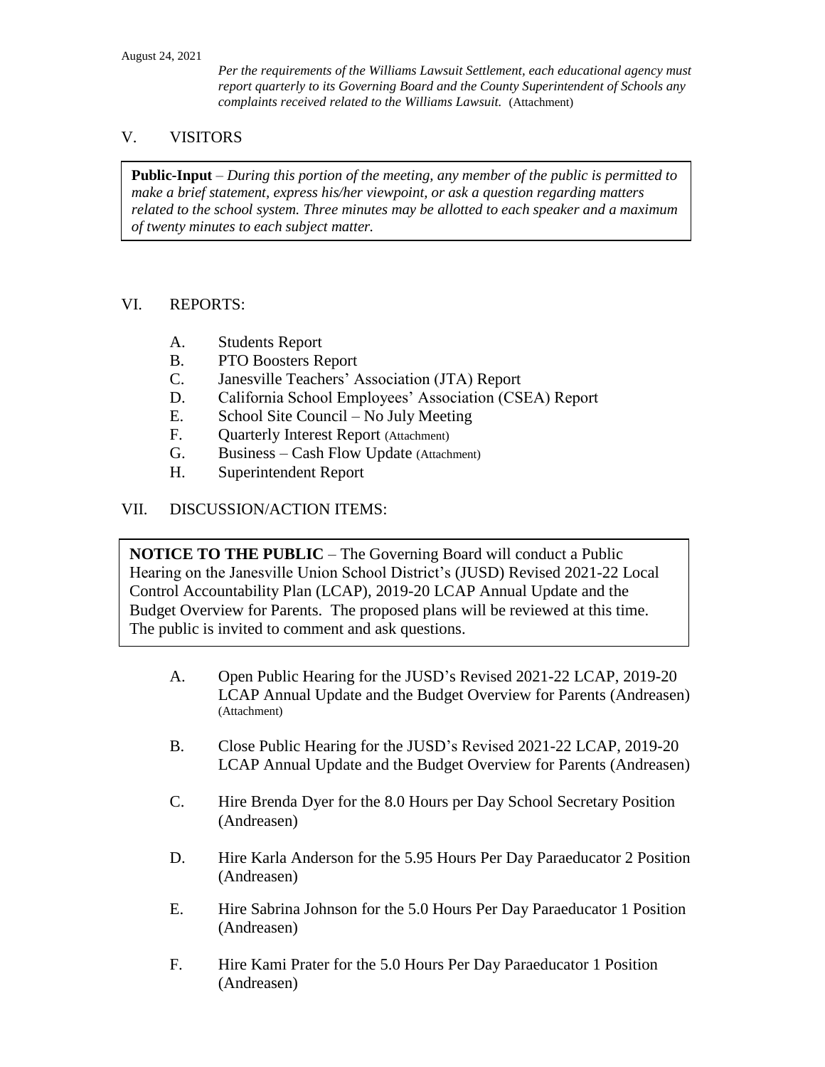*Per the requirements of the Williams Lawsuit Settlement, each educational agency must report quarterly to its Governing Board and the County Superintendent of Schools any complaints received related to the Williams Lawsuit.* (Attachment)

## V. VISITORS

**Public-Input** – *During this portion of the meeting, any member of the public is permitted to make a brief statement, express his/her viewpoint, or ask a question regarding matters related to the school system. Three minutes may be allotted to each speaker and a maximum of twenty minutes to each subject matter.*

## VI. REPORTS:

- A. Students Report
- B. PTO Boosters Report
- C. Janesville Teachers' Association (JTA) Report
- D. California School Employees' Association (CSEA) Report
- E. School Site Council – No July Meeting
- F. Quarterly Interest Report (Attachment)
- G. Business – Cash Flow Update (Attachment)
- H. Superintendent Report

## VII. DISCUSSION/ACTION ITEMS:

**NOTICE TO THE PUBLIC** – The Governing Board will conduct a Public Hearing on the Janesville Union School District's (JUSD) Revised 2021-22 Local Control Accountability Plan (LCAP), 2019-20 LCAP Annual Update and the Budget Overview for Parents. The proposed plans will be reviewed at this time. The public is invited to comment and ask questions.

- A. Open Public Hearing for the JUSD's Revised 2021-22 LCAP, 2019-20 LCAP Annual Update and the Budget Overview for Parents (Andreasen) (Attachment)
- B. Close Public Hearing for the JUSD's Revised 2021-22 LCAP, 2019-20 LCAP Annual Update and the Budget Overview for Parents (Andreasen)
- C. Hire Brenda Dyer for the 8.0 Hours per Day School Secretary Position (Andreasen)
- D. Hire Karla Anderson for the 5.95 Hours Per Day Paraeducator 2 Position (Andreasen)
- E. Hire Sabrina Johnson for the 5.0 Hours Per Day Paraeducator 1 Position (Andreasen)
- F. Hire Kami Prater for the 5.0 Hours Per Day Paraeducator 1 Position (Andreasen)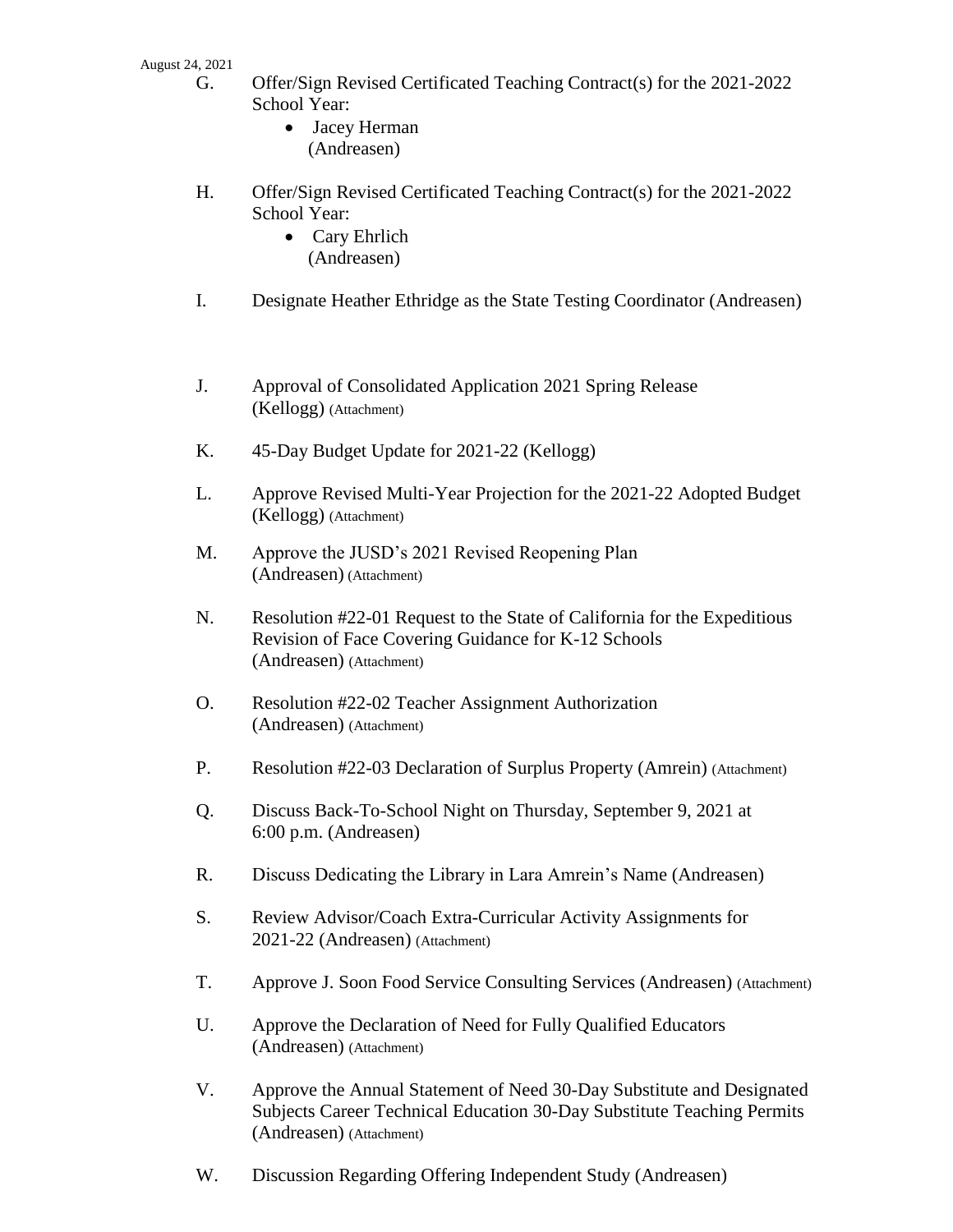G. Offer/Sign Revised Certificated Teaching Contract(s) for the 2021-2022 School Year:
   - Jacey Herman (Andreasen)

H. Offer/Sign Revised Certificated Teaching Contract(s) for the 2021-2022 School Year:
   - Cary Ehrlich (Andreasen)

I. Designate Heather Ethridge as the State Testing Coordinator (Andreasen)

J. Approval of Consolidated Application 2021 Spring Release (Kellogg) (Attachment)

K. 45-Day Budget Update for 2021-22 (Kellogg)

L. Approve Revised Multi-Year Projection for the 2021-22 Adopted Budget (Kellogg) (Attachment)

M. Approve the JUSD's 2021 Revised Reopening Plan (Andreasen) (Attachment)

N. Resolution #22-01 Request to the State of California for the Expeditious Revision of Face Covering Guidance for K-12 Schools (Andreasen) (Attachment)

O. Resolution #22-02 Teacher Assignment Authorization (Andreasen) (Attachment)

P. Resolution #22-03 Declaration of Surplus Property (Amrein) (Attachment)

Q. Discuss Back-To-School Night on Thursday, September 9, 2021 at 6:00 p.m. (Andreasen)

R. Discuss Dedicating the Library in Lara Amrein's Name (Andreasen)

S. Review Advisor/Coach Extra-Curricular Activity Assignments for 2021-22 (Andreasen) (Attachment)

T. Approve J. Soon Food Service Consulting Services (Andreasen) (Attachment)

U. Approve the Declaration of Need for Fully Qualified Educators (Andreasen) (Attachment)

V. Approve the Annual Statement of Need 30-Day Substitute and Designated Subjects Career Technical Education 30-Day Substitute Teaching Permits (Andreasen) (Attachment)

W. Discussion Regarding Offering Independent Study (Andreasen)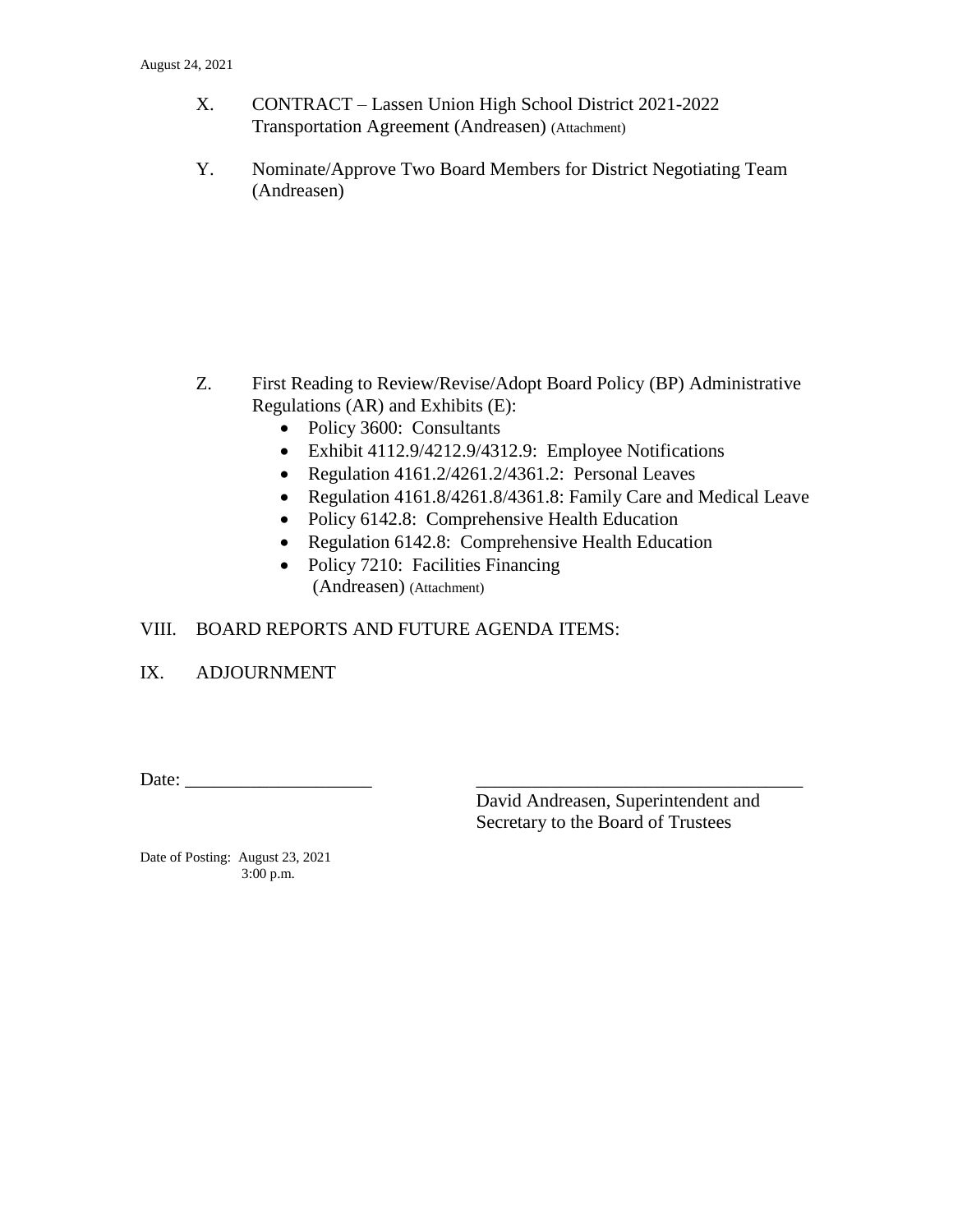X. CONTRACT – Lassen Union High School District 2021-2022 Transportation Agreement (Andreasen) (Attachment)

Y. Nominate/Approve Two Board Members for District Negotiating Team (Andreasen)

Z. First Reading to Review/Revise/Adopt Board Policy (BP) Administrative Regulations (AR) and Exhibits (E):

- Policy 3600: Consultants
- Exhibit 4112.9/4212.9/4312.9: Employee Notifications
- Regulation 4161.2/4261.2/4361.2: Personal Leaves
- Regulation 4161.8/4261.8/4361.8: Family Care and Medical Leave
- Policy 6142.8: Comprehensive Health Education
- Regulation 6142.8: Comprehensive Health Education
- Policy 7210: Facilities Financing (Andreasen) (Attachment)

VIII. BOARD REPORTS AND FUTURE AGENDA ITEMS:

IX. ADJOURNMENT

Date: ____________________

____________________________________
David Andreasen, Superintendent and Secretary to the Board of Trustees

Date of Posting: August 23, 2021
3:00 p.m.